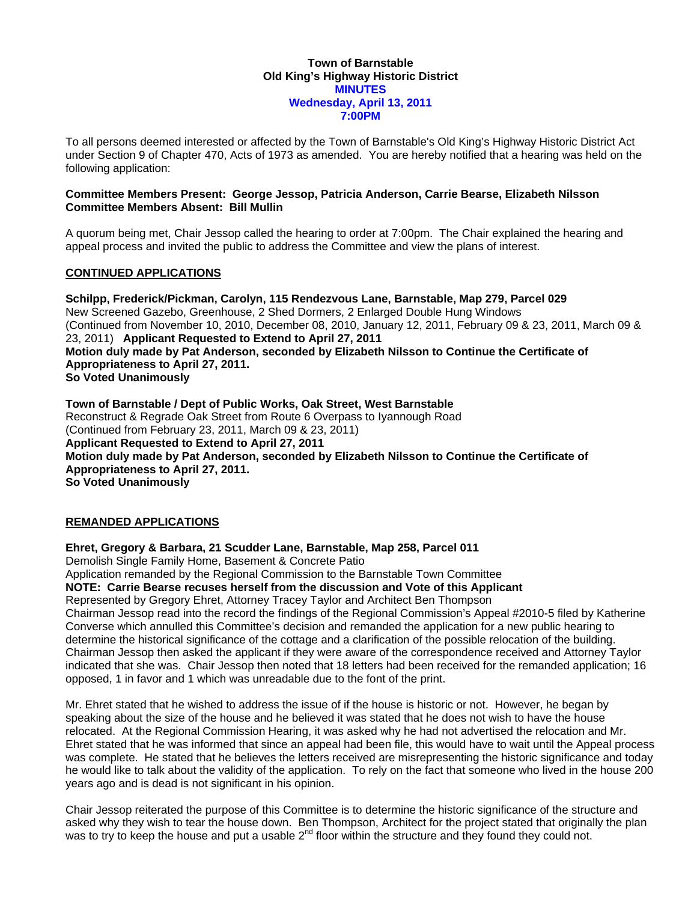# Town of Barnstable
## Old King's Highway Historic District
## MINUTES
### Wednesday, April 13, 2011
### 7:00PM

To all persons deemed interested or affected by the Town of Barnstable's Old King's Highway Historic District Act under Section 9 of Chapter 470, Acts of 1973 as amended. You are hereby notified that a hearing was held on the following application:

**Committee Members Present: George Jessop, Patricia Anderson, Carrie Bearse, Elizabeth Nilsson**
**Committee Members Absent: Bill Mullin**

A quorum being met, Chair Jessop called the hearing to order at 7:00pm. The Chair explained the hearing and appeal process and invited the public to address the Committee and view the plans of interest.

## CONTINUED APPLICATIONS

**Schilpp, Frederick/Pickman, Carolyn, 115 Rendezvous Lane, Barnstable, Map 279, Parcel 029**
New Screened Gazebo, Greenhouse, 2 Shed Dormers, 2 Enlarged Double Hung Windows
(Continued from November 10, 2010, December 08, 2010, January 12, 2011, February 09 & 23, 2011, March 09 & 23, 2011) **Applicant Requested to Extend to April 27, 2011**
**Motion duly made by Pat Anderson, seconded by Elizabeth Nilsson to Continue the Certificate of Appropriateness to April 27, 2011.**
**So Voted Unanimously**

**Town of Barnstable / Dept of Public Works, Oak Street, West Barnstable**
Reconstruct & Regrade Oak Street from Route 6 Overpass to Iyannough Road
(Continued from February 23, 2011, March 09 & 23, 2011)
**Applicant Requested to Extend to April 27, 2011**
**Motion duly made by Pat Anderson, seconded by Elizabeth Nilsson to Continue the Certificate of Appropriateness to April 27, 2011.**
**So Voted Unanimously**

## REMANDED APPLICATIONS

**Ehret, Gregory & Barbara, 21 Scudder Lane, Barnstable, Map 258, Parcel 011**
Demolish Single Family Home, Basement & Concrete Patio
Application remanded by the Regional Commission to the Barnstable Town Committee
**NOTE: Carrie Bearse recuses herself from the discussion and Vote of this Applicant**
Represented by Gregory Ehret, Attorney Tracey Taylor and Architect Ben Thompson
Chairman Jessop read into the record the findings of the Regional Commission's Appeal #2010-5 filed by Katherine Converse which annulled this Committee's decision and remanded the application for a new public hearing to determine the historical significance of the cottage and a clarification of the possible relocation of the building. Chairman Jessop then asked the applicant if they were aware of the correspondence received and Attorney Taylor indicated that she was. Chair Jessop then noted that 18 letters had been received for the remanded application; 16 opposed, 1 in favor and 1 which was unreadable due to the font of the print.

Mr. Ehret stated that he wished to address the issue of if the house is historic or not. However, he began by speaking about the size of the house and he believed it was stated that he does not wish to have the house relocated. At the Regional Commission Hearing, it was asked why he had not advertised the relocation and Mr. Ehret stated that he was informed that since an appeal had been file, this would have to wait until the Appeal process was complete. He stated that he believes the letters received are misrepresenting the historic significance and today he would like to talk about the validity of the application. To rely on the fact that someone who lived in the house 200 years ago and is dead is not significant in his opinion.

Chair Jessop reiterated the purpose of this Committee is to determine the historic significance of the structure and asked why they wish to tear the house down. Ben Thompson, Architect for the project stated that originally the plan was to try to keep the house and put a usable 2nd floor within the structure and they found they could not.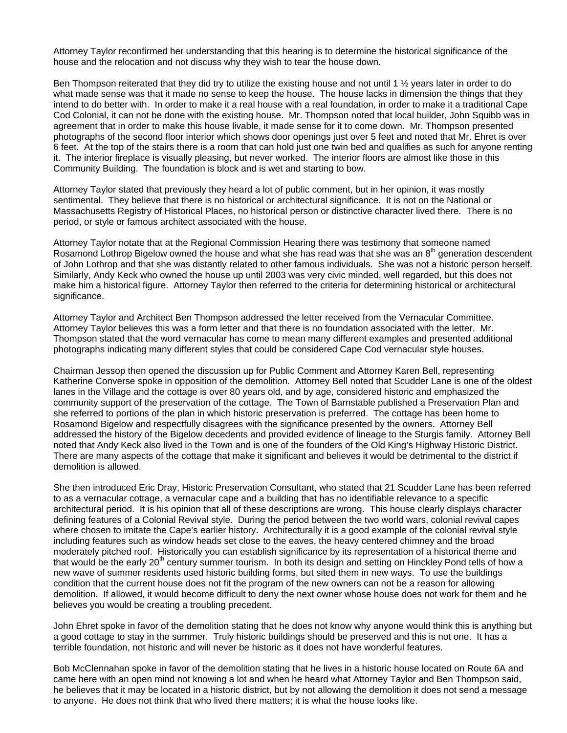Attorney Taylor reconfirmed her understanding that this hearing is to determine the historical significance of the house and the relocation and not discuss why they wish to tear the house down.

Ben Thompson reiterated that they did try to utilize the existing house and not until 1 ½ years later in order to do what made sense was that it made no sense to keep the house. The house lacks in dimension the things that they intend to do better with. In order to make it a real house with a real foundation, in order to make it a traditional Cape Cod Colonial, it can not be done with the existing house. Mr. Thompson noted that local builder, John Squibb was in agreement that in order to make this house livable, it made sense for it to come down. Mr. Thompson presented photographs of the second floor interior which shows door openings just over 5 feet and noted that Mr. Ehret is over 6 feet. At the top of the stairs there is a room that can hold just one twin bed and qualifies as such for anyone renting it. The interior fireplace is visually pleasing, but never worked. The interior floors are almost like those in this Community Building. The foundation is block and is wet and starting to bow.

Attorney Taylor stated that previously they heard a lot of public comment, but in her opinion, it was mostly sentimental. They believe that there is no historical or architectural significance. It is not on the National or Massachusetts Registry of Historical Places, no historical person or distinctive character lived there. There is no period, or style or famous architect associated with the house.

Attorney Taylor notate that at the Regional Commission Hearing there was testimony that someone named Rosamond Lothrop Bigelow owned the house and what she has read was that she was an 8th generation descendent of John Lothrop and that she was distantly related to other famous individuals. She was not a historic person herself. Similarly, Andy Keck who owned the house up until 2003 was very civic minded, well regarded, but this does not make him a historical figure. Attorney Taylor then referred to the criteria for determining historical or architectural significance.

Attorney Taylor and Architect Ben Thompson addressed the letter received from the Vernacular Committee. Attorney Taylor believes this was a form letter and that there is no foundation associated with the letter. Mr. Thompson stated that the word vernacular has come to mean many different examples and presented additional photographs indicating many different styles that could be considered Cape Cod vernacular style houses.

Chairman Jessop then opened the discussion up for Public Comment and Attorney Karen Bell, representing Katherine Converse spoke in opposition of the demolition. Attorney Bell noted that Scudder Lane is one of the oldest lanes in the Village and the cottage is over 80 years old, and by age, considered historic and emphasized the community support of the preservation of the cottage. The Town of Barnstable published a Preservation Plan and she referred to portions of the plan in which historic preservation is preferred. The cottage has been home to Rosamond Bigelow and respectfully disagrees with the significance presented by the owners. Attorney Bell addressed the history of the Bigelow decedents and provided evidence of lineage to the Sturgis family. Attorney Bell noted that Andy Keck also lived in the Town and is one of the founders of the Old King's Highway Historic District. There are many aspects of the cottage that make it significant and believes it would be detrimental to the district if demolition is allowed.

She then introduced Eric Dray, Historic Preservation Consultant, who stated that 21 Scudder Lane has been referred to as a vernacular cottage, a vernacular cape and a building that has no identifiable relevance to a specific architectural period. It is his opinion that all of these descriptions are wrong. This house clearly displays character defining features of a Colonial Revival style. During the period between the two world wars, colonial revival capes where chosen to imitate the Cape's earlier history. Architecturally it is a good example of the colonial revival style including features such as window heads set close to the eaves, the heavy centered chimney and the broad moderately pitched roof. Historically you can establish significance by its representation of a historical theme and that would be the early 20th century summer tourism. In both its design and setting on Hinckley Pond tells of how a new wave of summer residents used historic building forms, but sited them in new ways. To use the buildings condition that the current house does not fit the program of the new owners can not be a reason for allowing demolition. If allowed, it would become difficult to deny the next owner whose house does not work for them and he believes you would be creating a troubling precedent.

John Ehret spoke in favor of the demolition stating that he does not know why anyone would think this is anything but a good cottage to stay in the summer. Truly historic buildings should be preserved and this is not one. It has a terrible foundation, not historic and will never be historic as it does not have wonderful features.

Bob McClennahan spoke in favor of the demolition stating that he lives in a historic house located on Route 6A and came here with an open mind not knowing a lot and when he heard what Attorney Taylor and Ben Thompson said, he believes that it may be located in a historic district, but by not allowing the demolition it does not send a message to anyone. He does not think that who lived there matters; it is what the house looks like.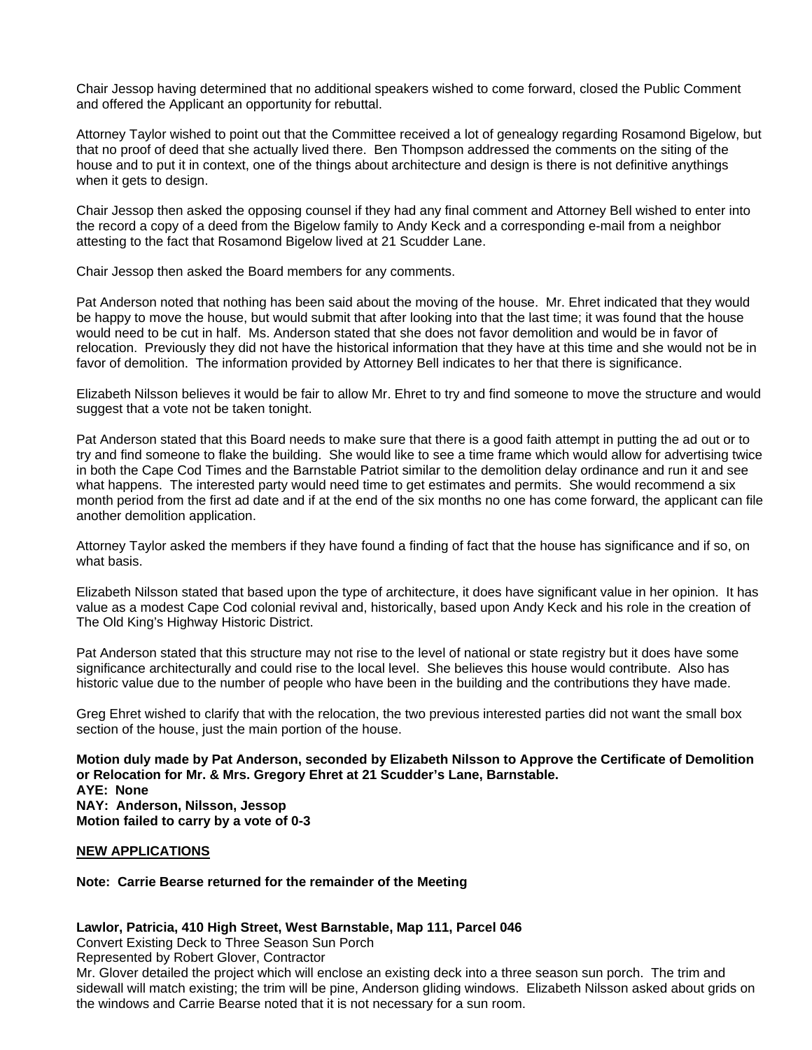Chair Jessop having determined that no additional speakers wished to come forward, closed the Public Comment and offered the Applicant an opportunity for rebuttal.

Attorney Taylor wished to point out that the Committee received a lot of genealogy regarding Rosamond Bigelow, but that no proof of deed that she actually lived there. Ben Thompson addressed the comments on the siting of the house and to put it in context, one of the things about architecture and design is there is not definitive anythings when it gets to design.

Chair Jessop then asked the opposing counsel if they had any final comment and Attorney Bell wished to enter into the record a copy of a deed from the Bigelow family to Andy Keck and a corresponding e-mail from a neighbor attesting to the fact that Rosamond Bigelow lived at 21 Scudder Lane.

Chair Jessop then asked the Board members for any comments.

Pat Anderson noted that nothing has been said about the moving of the house. Mr. Ehret indicated that they would be happy to move the house, but would submit that after looking into that the last time; it was found that the house would need to be cut in half. Ms. Anderson stated that she does not favor demolition and would be in favor of relocation. Previously they did not have the historical information that they have at this time and she would not be in favor of demolition. The information provided by Attorney Bell indicates to her that there is significance.

Elizabeth Nilsson believes it would be fair to allow Mr. Ehret to try and find someone to move the structure and would suggest that a vote not be taken tonight.

Pat Anderson stated that this Board needs to make sure that there is a good faith attempt in putting the ad out or to try and find someone to flake the building. She would like to see a time frame which would allow for advertising twice in both the Cape Cod Times and the Barnstable Patriot similar to the demolition delay ordinance and run it and see what happens. The interested party would need time to get estimates and permits. She would recommend a six month period from the first ad date and if at the end of the six months no one has come forward, the applicant can file another demolition application.

Attorney Taylor asked the members if they have found a finding of fact that the house has significance and if so, on what basis.

Elizabeth Nilsson stated that based upon the type of architecture, it does have significant value in her opinion. It has value as a modest Cape Cod colonial revival and, historically, based upon Andy Keck and his role in the creation of The Old King's Highway Historic District.

Pat Anderson stated that this structure may not rise to the level of national or state registry but it does have some significance architecturally and could rise to the local level. She believes this house would contribute. Also has historic value due to the number of people who have been in the building and the contributions they have made.

Greg Ehret wished to clarify that with the relocation, the two previous interested parties did not want the small box section of the house, just the main portion of the house.

**Motion duly made by Pat Anderson, seconded by Elizabeth Nilsson to Approve the Certificate of Demolition or Relocation for Mr. & Mrs. Gregory Ehret at 21 Scudder's Lane, Barnstable.**
**AYE: None**
**NAY: Anderson, Nilsson, Jessop**
**Motion failed to carry by a vote of 0-3**

## NEW APPLICATIONS

**Note: Carrie Bearse returned for the remainder of the Meeting**

**Lawlor, Patricia, 410 High Street, West Barnstable, Map 111, Parcel 046**
Convert Existing Deck to Three Season Sun Porch
Represented by Robert Glover, Contractor
Mr. Glover detailed the project which will enclose an existing deck into a three season sun porch. The trim and sidewall will match existing; the trim will be pine, Anderson gliding windows. Elizabeth Nilsson asked about grids on the windows and Carrie Bearse noted that it is not necessary for a sun room.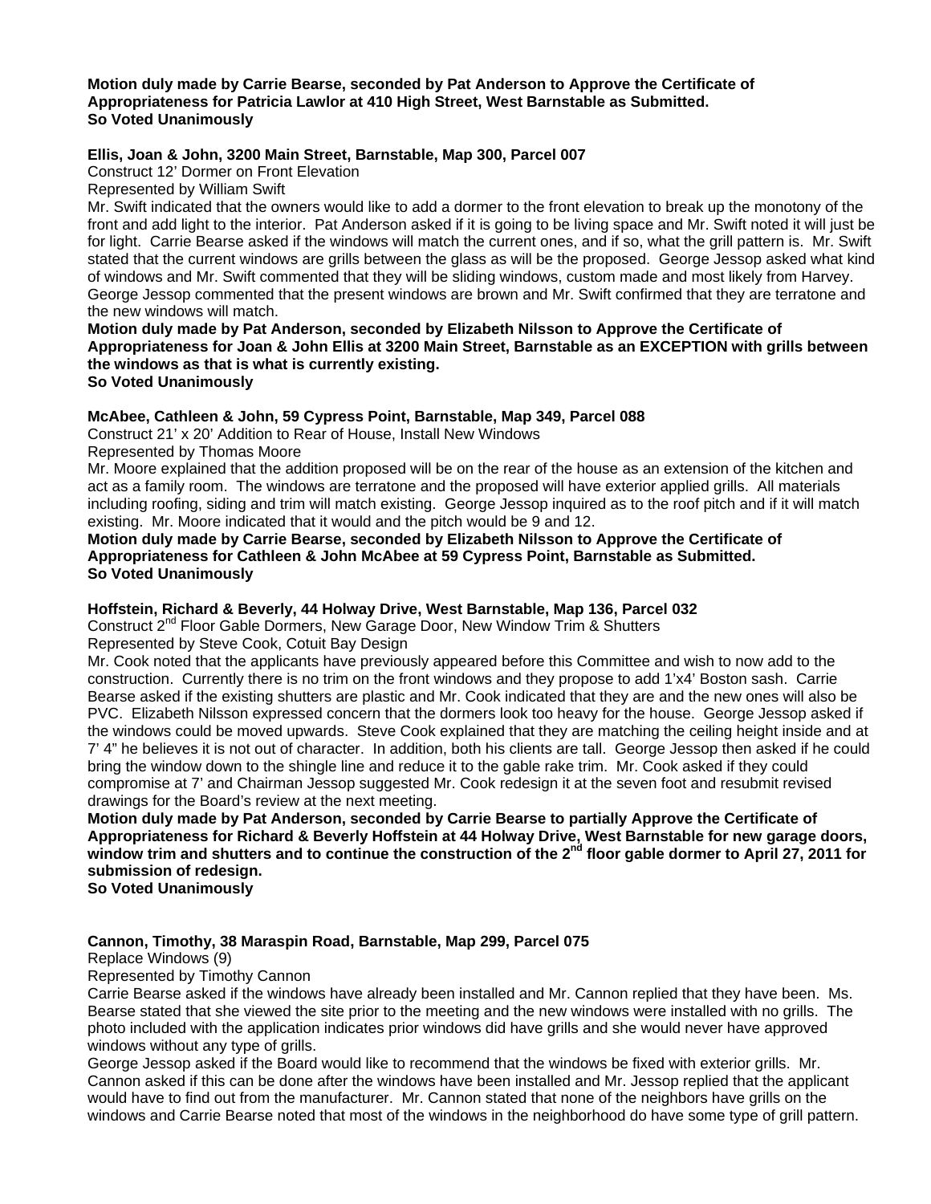**Motion duly made by Carrie Bearse, seconded by Pat Anderson to Approve the Certificate of Appropriateness for Patricia Lawlor at 410 High Street, West Barnstable as Submitted.**
**So Voted Unanimously**

**Ellis, Joan & John, 3200 Main Street, Barnstable, Map 300, Parcel 007**
Construct 12' Dormer on Front Elevation
Represented by William Swift
Mr. Swift indicated that the owners would like to add a dormer to the front elevation to break up the monotony of the front and add light to the interior. Pat Anderson asked if it is going to be living space and Mr. Swift noted it will just be for light. Carrie Bearse asked if the windows will match the current ones, and if so, what the grill pattern is. Mr. Swift stated that the current windows are grills between the glass as will be the proposed. George Jessop asked what kind of windows and Mr. Swift commented that they will be sliding windows, custom made and most likely from Harvey. George Jessop commented that the present windows are brown and Mr. Swift confirmed that they are terratone and the new windows will match.
**Motion duly made by Pat Anderson, seconded by Elizabeth Nilsson to Approve the Certificate of Appropriateness for Joan & John Ellis at 3200 Main Street, Barnstable as an EXCEPTION with grills between the windows as that is what is currently existing.**
**So Voted Unanimously**

**McAbee, Cathleen & John, 59 Cypress Point, Barnstable, Map 349, Parcel 088**
Construct 21' x 20' Addition to Rear of House, Install New Windows
Represented by Thomas Moore
Mr. Moore explained that the addition proposed will be on the rear of the house as an extension of the kitchen and act as a family room. The windows are terratone and the proposed will have exterior applied grills. All materials including roofing, siding and trim will match existing. George Jessop inquired as to the roof pitch and if it will match existing. Mr. Moore indicated that it would and the pitch would be 9 and 12.
**Motion duly made by Carrie Bearse, seconded by Elizabeth Nilsson to Approve the Certificate of Appropriateness for Cathleen & John McAbee at 59 Cypress Point, Barnstable as Submitted.**
**So Voted Unanimously**

**Hoffstein, Richard & Beverly, 44 Holway Drive, West Barnstable, Map 136, Parcel 032**
Construct 2nd Floor Gable Dormers, New Garage Door, New Window Trim & Shutters
Represented by Steve Cook, Cotuit Bay Design
Mr. Cook noted that the applicants have previously appeared before this Committee and wish to now add to the construction. Currently there is no trim on the front windows and they propose to add 1'x4' Boston sash. Carrie Bearse asked if the existing shutters are plastic and Mr. Cook indicated that they are and the new ones will also be PVC. Elizabeth Nilsson expressed concern that the dormers look too heavy for the house. George Jessop asked if the windows could be moved upwards. Steve Cook explained that they are matching the ceiling height inside and at 7' 4" he believes it is not out of character. In addition, both his clients are tall. George Jessop then asked if he could bring the window down to the shingle line and reduce it to the gable rake trim. Mr. Cook asked if they could compromise at 7' and Chairman Jessop suggested Mr. Cook redesign it at the seven foot and resubmit revised drawings for the Board's review at the next meeting.
**Motion duly made by Pat Anderson, seconded by Carrie Bearse to partially Approve the Certificate of Appropriateness for Richard & Beverly Hoffstein at 44 Holway Drive, West Barnstable for new garage doors, window trim and shutters and to continue the construction of the 2nd floor gable dormer to April 27, 2011 for submission of redesign.**
**So Voted Unanimously**

**Cannon, Timothy, 38 Maraspin Road, Barnstable, Map 299, Parcel 075**
Replace Windows (9)
Represented by Timothy Cannon
Carrie Bearse asked if the windows have already been installed and Mr. Cannon replied that they have been. Ms. Bearse stated that she viewed the site prior to the meeting and the new windows were installed with no grills. The photo included with the application indicates prior windows did have grills and she would never have approved windows without any type of grills.
George Jessop asked if the Board would like to recommend that the windows be fixed with exterior grills. Mr. Cannon asked if this can be done after the windows have been installed and Mr. Jessop replied that the applicant would have to find out from the manufacturer. Mr. Cannon stated that none of the neighbors have grills on the windows and Carrie Bearse noted that most of the windows in the neighborhood do have some type of grill pattern.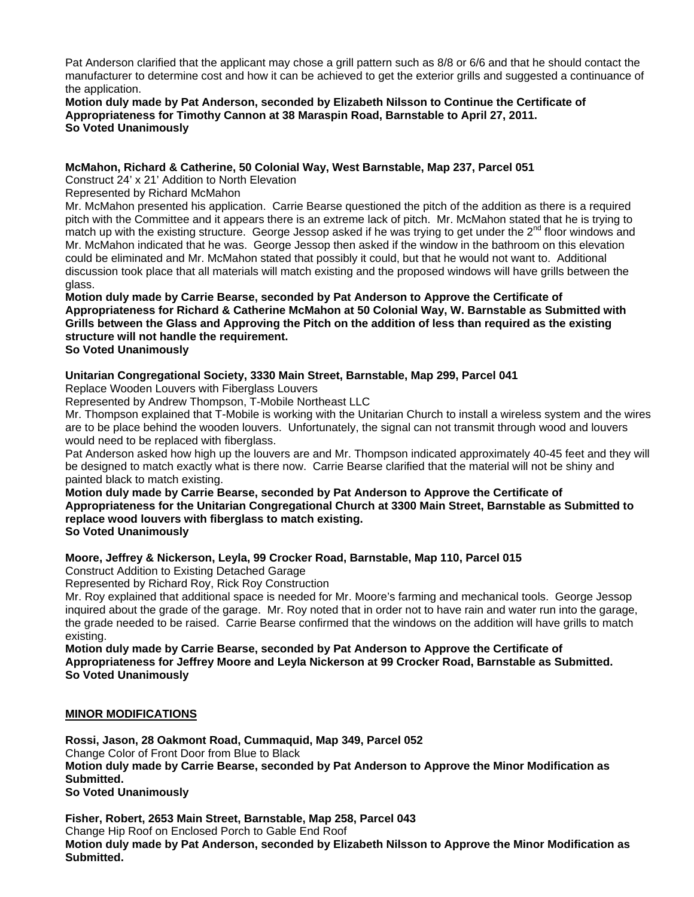Pat Anderson clarified that the applicant may chose a grill pattern such as 8/8 or 6/6 and that he should contact the manufacturer to determine cost and how it can be achieved to get the exterior grills and suggested a continuance of the application.

**Motion duly made by Pat Anderson, seconded by Elizabeth Nilsson to Continue the Certificate of Appropriateness for Timothy Cannon at 38 Maraspin Road, Barnstable to April 27, 2011.**
**So Voted Unanimously**

**McMahon, Richard & Catherine, 50 Colonial Way, West Barnstable, Map 237, Parcel 051**
Construct 24' x 21' Addition to North Elevation
Represented by Richard McMahon

Mr. McMahon presented his application. Carrie Bearse questioned the pitch of the addition as there is a required pitch with the Committee and it appears there is an extreme lack of pitch. Mr. McMahon stated that he is trying to match up with the existing structure. George Jessop asked if he was trying to get under the 2nd floor windows and Mr. McMahon indicated that he was. George Jessop then asked if the window in the bathroom on this elevation could be eliminated and Mr. McMahon stated that possibly it could, but that he would not want to. Additional discussion took place that all materials will match existing and the proposed windows will have grills between the glass.

**Motion duly made by Carrie Bearse, seconded by Pat Anderson to Approve the Certificate of Appropriateness for Richard & Catherine McMahon at 50 Colonial Way, W. Barnstable as Submitted with Grills between the Glass and Approving the Pitch on the addition of less than required as the existing structure will not handle the requirement.**
**So Voted Unanimously**

**Unitarian Congregational Society, 3330 Main Street, Barnstable, Map 299, Parcel 041**
Replace Wooden Louvers with Fiberglass Louvers
Represented by Andrew Thompson, T-Mobile Northeast LLC

Mr. Thompson explained that T-Mobile is working with the Unitarian Church to install a wireless system and the wires are to be place behind the wooden louvers. Unfortunately, the signal can not transmit through wood and louvers would need to be replaced with fiberglass.

Pat Anderson asked how high up the louvers are and Mr. Thompson indicated approximately 40-45 feet and they will be designed to match exactly what is there now. Carrie Bearse clarified that the material will not be shiny and painted black to match existing.

**Motion duly made by Carrie Bearse, seconded by Pat Anderson to Approve the Certificate of Appropriateness for the Unitarian Congregational Church at 3300 Main Street, Barnstable as Submitted to replace wood louvers with fiberglass to match existing.**
**So Voted Unanimously**

**Moore, Jeffrey & Nickerson, Leyla, 99 Crocker Road, Barnstable, Map 110, Parcel 015**
Construct Addition to Existing Detached Garage
Represented by Richard Roy, Rick Roy Construction

Mr. Roy explained that additional space is needed for Mr. Moore's farming and mechanical tools. George Jessop inquired about the grade of the garage. Mr. Roy noted that in order not to have rain and water run into the garage, the grade needed to be raised. Carrie Bearse confirmed that the windows on the addition will have grills to match existing.

**Motion duly made by Carrie Bearse, seconded by Pat Anderson to Approve the Certificate of Appropriateness for Jeffrey Moore and Leyla Nickerson at 99 Crocker Road, Barnstable as Submitted.**
**So Voted Unanimously**

**MINOR MODIFICATIONS**

**Rossi, Jason, 28 Oakmont Road, Cummaquid, Map 349, Parcel 052**
Change Color of Front Door from Blue to Black
**Motion duly made by Carrie Bearse, seconded by Pat Anderson to Approve the Minor Modification as Submitted.**
**So Voted Unanimously**

**Fisher, Robert, 2653 Main Street, Barnstable, Map 258, Parcel 043**
Change Hip Roof on Enclosed Porch to Gable End Roof
**Motion duly made by Pat Anderson, seconded by Elizabeth Nilsson to Approve the Minor Modification as Submitted.**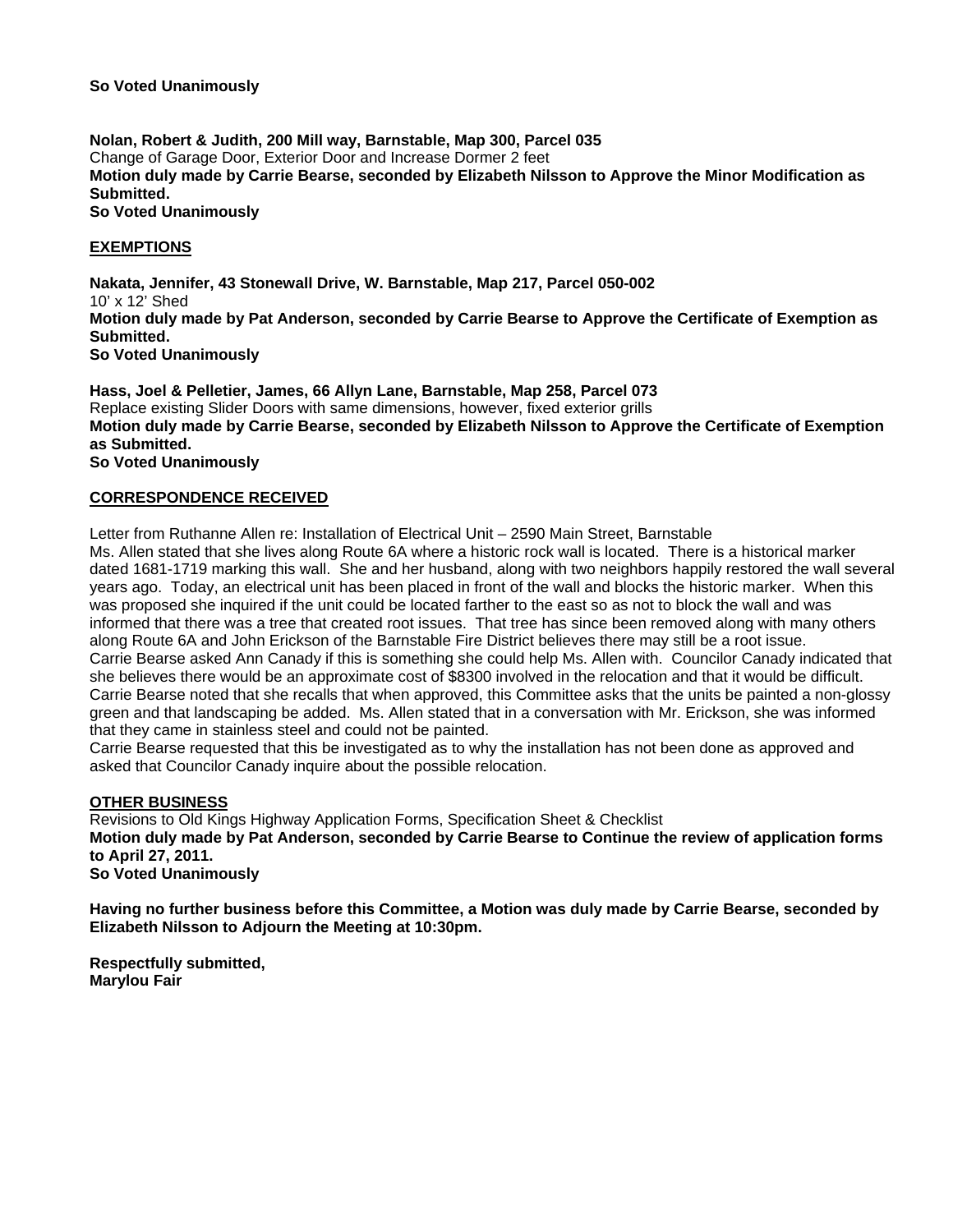**So Voted Unanimously**

**Nolan, Robert & Judith, 200 Mill way, Barnstable, Map 300, Parcel 035**
Change of Garage Door, Exterior Door and Increase Dormer 2 feet
**Motion duly made by Carrie Bearse, seconded by Elizabeth Nilsson to Approve the Minor Modification as Submitted.**
**So Voted Unanimously**

**<u>EXEMPTIONS</u>**

**Nakata, Jennifer, 43 Stonewall Drive, W. Barnstable, Map 217, Parcel 050-002**
10' x 12' Shed
**Motion duly made by Pat Anderson, seconded by Carrie Bearse to Approve the Certificate of Exemption as Submitted.**
**So Voted Unanimously**

**Hass, Joel & Pelletier, James, 66 Allyn Lane, Barnstable, Map 258, Parcel 073**
Replace existing Slider Doors with same dimensions, however, fixed exterior grills
**Motion duly made by Carrie Bearse, seconded by Elizabeth Nilsson to Approve the Certificate of Exemption as Submitted.**
**So Voted Unanimously**

**<u>CORRESPONDENCE RECEIVED</u>**

Letter from Ruthanne Allen re: Installation of Electrical Unit – 2590 Main Street, Barnstable
Ms. Allen stated that she lives along Route 6A where a historic rock wall is located. There is a historical marker dated 1681-1719 marking this wall. She and her husband, along with two neighbors happily restored the wall several years ago. Today, an electrical unit has been placed in front of the wall and blocks the historic marker. When this was proposed she inquired if the unit could be located farther to the east so as not to block the wall and was informed that there was a tree that created root issues. That tree has since been removed along with many others along Route 6A and John Erickson of the Barnstable Fire District believes there may still be a root issue.
Carrie Bearse asked Ann Canady if this is something she could help Ms. Allen with. Councilor Canady indicated that she believes there would be an approximate cost of $8300 involved in the relocation and that it would be difficult. Carrie Bearse noted that she recalls that when approved, this Committee asks that the units be painted a non-glossy green and that landscaping be added. Ms. Allen stated that in a conversation with Mr. Erickson, she was informed that they came in stainless steel and could not be painted.
Carrie Bearse requested that this be investigated as to why the installation has not been done as approved and asked that Councilor Canady inquire about the possible relocation.

**<u>OTHER BUSINESS</u>**
Revisions to Old Kings Highway Application Forms, Specification Sheet & Checklist
**Motion duly made by Pat Anderson, seconded by Carrie Bearse to Continue the review of application forms to April 27, 2011.**
**So Voted Unanimously**

**Having no further business before this Committee, a Motion was duly made by Carrie Bearse, seconded by Elizabeth Nilsson to Adjourn the Meeting at 10:30pm.**

**Respectfully submitted,**
**Marylou Fair**